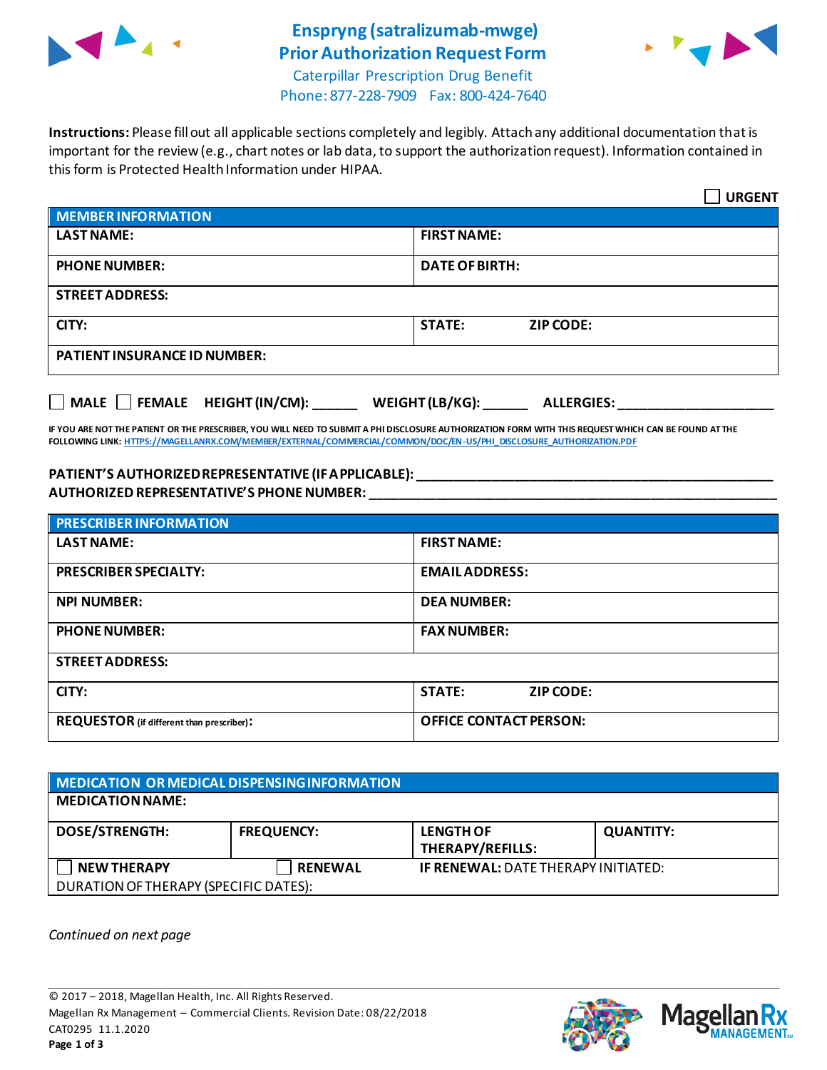# Enspryng (satralizumab-mwge) Prior Authorization Request Form

Caterpillar Prescription Drug Benefit
Phone: 877-228-7909 Fax: 800-424-7640

**Instructions:** Please fill out all applicable sections completely and legibly. Attach any additional documentation that is important for the review (e.g., chart notes or lab data, to support the authorization request). Information contained in this form is Protected Health Information under HIPAA.

☐ **URGENT**

| **MEMBER INFORMATION** | |
|---|---|
| **LAST NAME:** | **FIRST NAME:** |
| **PHONE NUMBER:** | **DATE OF BIRTH:** |
| **STREET ADDRESS:** | |
| **CITY:** | **STATE:** **ZIP CODE:** |
| **PATIENT INSURANCE ID NUMBER:** | |

☐ **MALE** ☐ **FEMALE** **HEIGHT (IN/CM):** ______ **WEIGHT (LB/KG):** ______ **ALLERGIES:** ____________________

**IF YOU ARE NOT THE PATIENT OR THE PRESCRIBER, YOU WILL NEED TO SUBMIT A PHI DISCLOSURE AUTHORIZATION FORM WITH THIS REQUEST WHICH CAN BE FOUND AT THE FOLLOWING LINK:** HTTPS://MAGELLANRX.COM/MEMBER/EXTERNAL/COMMERCIAL/COMMON/DOC/EN-US/PHI_DISCLOSURE_AUTHORIZATION.PDF

**PATIENT'S AUTHORIZED REPRESENTATIVE (IF APPLICABLE):** ____________________________________________

**AUTHORIZED REPRESENTATIVE'S PHONE NUMBER:** ____________________________________________

| **PRESCRIBER INFORMATION** | |
|---|---|
| **LAST NAME:** | **FIRST NAME:** |
| **PRESCRIBER SPECIALTY:** | **EMAIL ADDRESS:** |
| **NPI NUMBER:** | **DEA NUMBER:** |
| **PHONE NUMBER:** | **FAX NUMBER:** |
| **STREET ADDRESS:** | |
| **CITY:** | **STATE:** **ZIP CODE:** |
| **REQUESTOR** (if different than prescriber)**:** | **OFFICE CONTACT PERSON:** |

| **MEDICATION OR MEDICAL DISPENSING INFORMATION** | | | |
|---|---|---|---|
| **MEDICATION NAME:** | | | |
| **DOSE/STRENGTH:** | **FREQUENCY:** | **LENGTH OF THERAPY/REFILLS:** | **QUANTITY:** |
| ☐ **NEW THERAPY** | ☐ **RENEWAL** | **IF RENEWAL:** DATE THERAPY INITIATED: | |
| DURATION OF THERAPY (SPECIFIC DATES): | | | |

*Continued on next page*

© 2017 – 2018, Magellan Health, Inc. All Rights Reserved.
Magellan Rx Management – Commercial Clients. Revision Date: 08/22/2018
CAT0295 11.1.2020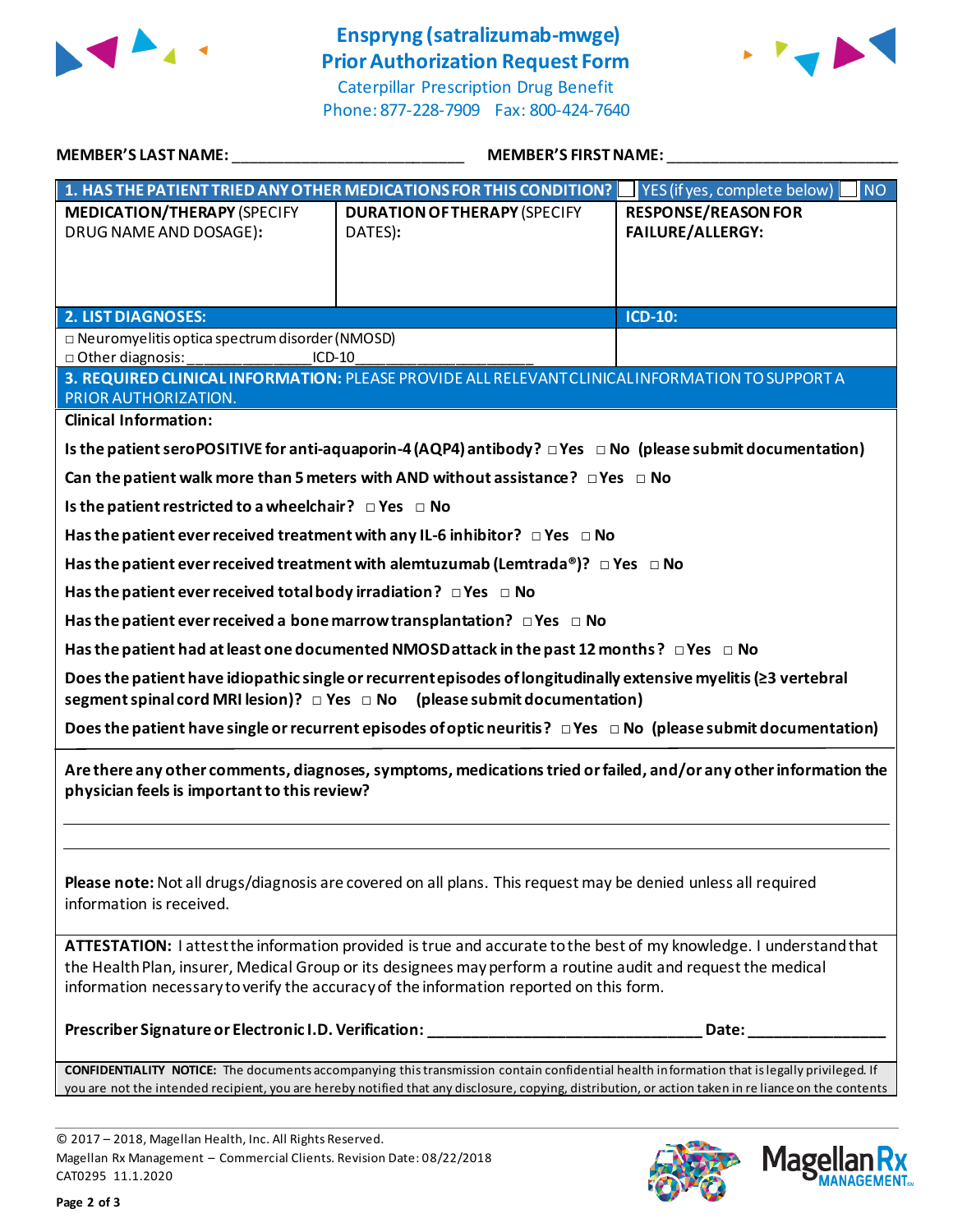# Enspryng (satralizumab-mwge) Prior Authorization Request Form

Caterpillar Prescription Drug Benefit
Phone: 877-228-7909 Fax: 800-424-7640

**MEMBER'S LAST NAME:** ___________________________ **MEMBER'S FIRST NAME:** ___________________________

| **1. HAS THE PATIENT TRIED ANY OTHER MEDICATIONS FOR THIS CONDITION?** | | ☐ YES (if yes, complete below) ☐ NO |
|---|---|---|
| **MEDICATION/THERAPY** (SPECIFY DRUG NAME AND DOSAGE): | **DURATION OF THERAPY** (SPECIFY DATES): | **RESPONSE/REASON FOR FAILURE/ALLERGY:** |
| | | |

| **2. LIST DIAGNOSES:** | **ICD-10:** |
|---|---|
| □ Neuromyelitis optica spectrum disorder (NMOSD)<br>□ Other diagnosis: ________________ICD-10____________________ | |

**3. REQUIRED CLINICAL INFORMATION:** PLEASE PROVIDE ALL RELEVANT CLINICAL INFORMATION TO SUPPORT A PRIOR AUTHORIZATION.

**Clinical Information:**

**Is the patient seroPOSITIVE for anti-aquaporin-4 (AQP4) antibody?** □ Yes □ No (please submit documentation)

**Can the patient walk more than 5 meters with AND without assistance?** □ Yes □ No

**Is the patient restricted to a wheelchair?** □ Yes □ No

**Has the patient ever received treatment with any IL-6 inhibitor?** □ Yes □ No

**Has the patient ever received treatment with alemtuzumab (Lemtrada®)?** □ Yes □ No

**Has the patient ever received total body irradiation?** □ Yes □ No

**Has the patient ever received a bone marrow transplantation?** □ Yes □ No

**Has the patient had at least one documented NMOSD attack in the past 12 months?** □ Yes □ No

**Does the patient have idiopathic single or recurrent episodes of longitudinally extensive myelitis (≥3 vertebral segment spinal cord MRI lesion)?** □ Yes □ No (please submit documentation)

**Does the patient have single or recurrent episodes of optic neuritis?** □ Yes □ No (please submit documentation)

**Are there any other comments, diagnoses, symptoms, medications tried or failed, and/or any other information the physician feels is important to this review?**

_____________________________________________________________________________

_____________________________________________________________________________

**Please note:** Not all drugs/diagnosis are covered on all plans. This request may be denied unless all required information is received.

**ATTESTATION:** I attest the information provided is true and accurate to the best of my knowledge. I understand that the Health Plan, insurer, Medical Group or its designees may perform a routine audit and request the medical information necessary to verify the accuracy of the information reported on this form.

**Prescriber Signature or Electronic I.D. Verification:** ________________________________ **Date:** ________________

**CONFIDENTIALITY NOTICE:** The documents accompanying this transmission contain confidential health information that is legally privileged. If you are not the intended recipient, you are hereby notified that any disclosure, copying, distribution, or action taken in reliance on the contents

© 2017 – 2018, Magellan Health, Inc. All Rights Reserved.
Magellan Rx Management – Commercial Clients. Revision Date: 08/22/2018
CAT0295 11.1.2020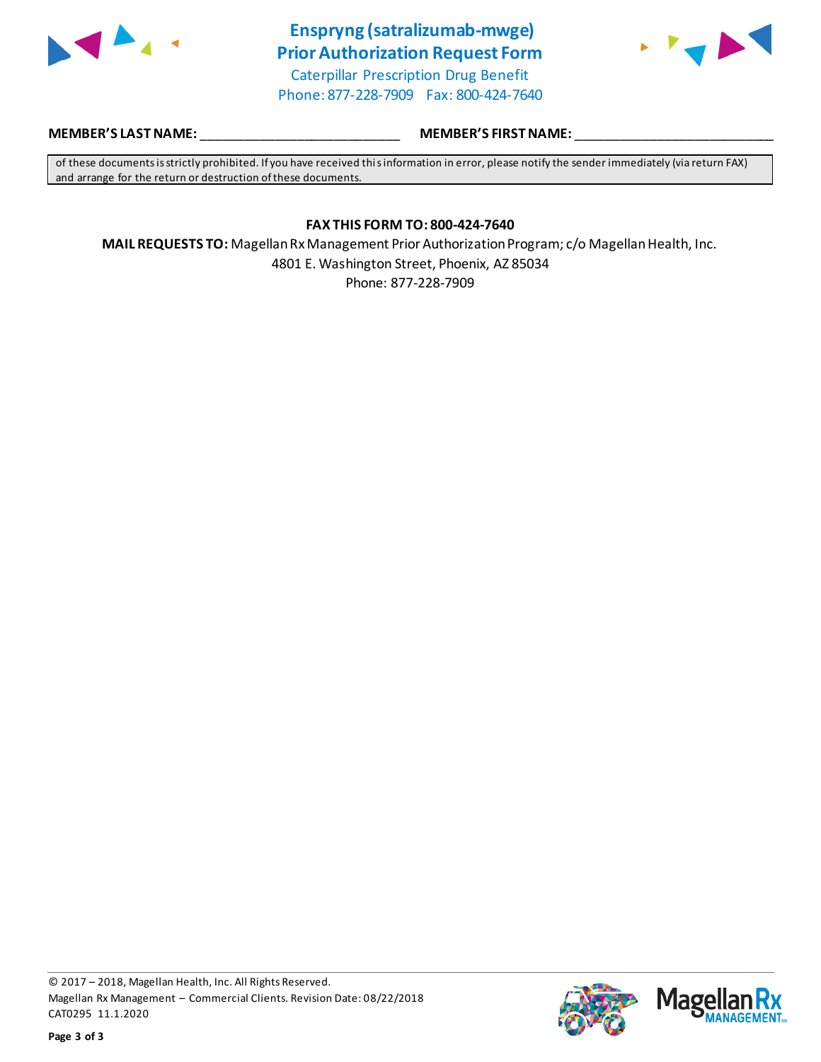MEMBER'S LAST NAME: _______________________________ MEMBER'S FIRST NAME: _______________________________

of these documents is strictly prohibited. If you have received this information in error, please notify the sender immediately (via return FAX) and arrange for the return or destruction of these documents.

**FAX THIS FORM TO: 800-424-7640**

**MAIL REQUESTS TO:** Magellan Rx Management Prior Authorization Program; c/o Magellan Health, Inc.
4801 E. Washington Street, Phoenix, AZ 85034
Phone: 877-228-7909

© 2017 – 2018, Magellan Health, Inc. All Rights Reserved.
Magellan Rx Management – Commercial Clients. Revision Date: 08/22/2018
CAT0295 11.1.2020